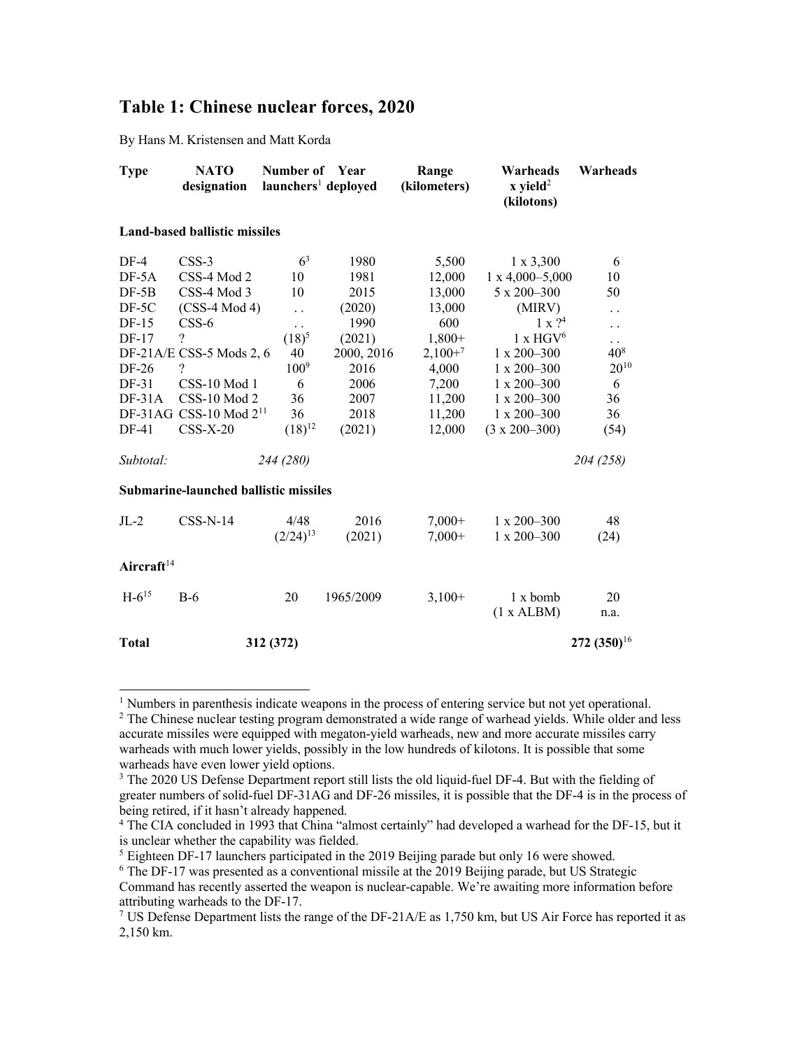# Table 1: Chinese nuclear forces, 2020

By Hans M. Kristensen and Matt Korda

| Type | NATO designation | Number of launchers[1] | Year deployed | Range (kilometers) | Warheads x yield[2] (kilotons) | Warheads |
|---|---|---|---|---|---|---|
| **Land-based ballistic missiles** | | | | | | |
| DF-4 | CSS-3 | 6[3] | 1980 | 5,500 | 1 x 3,300 | 6 |
| DF-5A | CSS-4 Mod 2 | 10 | 1981 | 12,000 | 1 x 4,000–5,000 | 10 |
| DF-5B | CSS-4 Mod 3 | 10 | 2015 | 13,000 | 5 x 200–300 | 50 |
| DF-5C | (CSS-4 Mod 4) | . . | (2020) | 13,000 | (MIRV) | . . |
| DF-15 | CSS-6 | . . | 1990 | 600 | 1 x ?[4] | . . |
| DF-17 | ? | (18)[5] | (2021) | 1,800+ | 1 x HGV[6] | . . |
| DF-21A/E | CSS-5 Mods 2, 6 | 40 | 2000, 2016 | 2,100+[7] | 1 x 200–300 | 40[8] |
| DF-26 | ? | 100[9] | 2016 | 4,000 | 1 x 200–300 | 20[10] |
| DF-31 | CSS-10 Mod 1 | 6 | 2006 | 7,200 | 1 x 200–300 | 6 |
| DF-31A | CSS-10 Mod 2 | 36 | 2007 | 11,200 | 1 x 200–300 | 36 |
| DF-31AG | CSS-10 Mod 2[11] | 36 | 2018 | 11,200 | 1 x 200–300 | 36 |
| DF-41 | CSS-X-20 | (18)[12] | (2021) | 12,000 | (3 x 200–300) | (54) |
| *Subtotal:* | | *244 (280)* | | | | *204 (258)* |
| **Submarine-launched ballistic missiles** | | | | | | |
| JL-2 | CSS-N-14 | 4/48 | 2016 | 7,000+ | 1 x 200–300 | 48 |
| | | (2/24)[13] | (2021) | 7,000+ | 1 x 200–300 | (24) |
| **Aircraft**[14] | | | | | | |
| H-6[15] | B-6 | 20 | 1965/2009 | 3,100+ | 1 x bomb | 20 |
| | | | | | (1 x ALBM) | n.a. |
| **Total** | | **312 (372)** | | | | **272 (350)**[16] |

[1] Numbers in parenthesis indicate weapons in the process of entering service but not yet operational.

[2] The Chinese nuclear testing program demonstrated a wide range of warhead yields. While older and less accurate missiles were equipped with megaton-yield warheads, new and more accurate missiles carry warheads with much lower yields, possibly in the low hundreds of kilotons. It is possible that some warheads have even lower yield options.

[3] The 2020 US Defense Department report still lists the old liquid-fuel DF-4. But with the fielding of greater numbers of solid-fuel DF-31AG and DF-26 missiles, it is possible that the DF-4 is in the process of being retired, if it hasn't already happened.

[4] The CIA concluded in 1993 that China "almost certainly" had developed a warhead for the DF-15, but it is unclear whether the capability was fielded.

[5] Eighteen DF-17 launchers participated in the 2019 Beijing parade but only 16 were showed.

[6] The DF-17 was presented as a conventional missile at the 2019 Beijing parade, but US Strategic Command has recently asserted the weapon is nuclear-capable. We're awaiting more information before attributing warheads to the DF-17.

[7] US Defense Department lists the range of the DF-21A/E as 1,750 km, but US Air Force has reported it as 2,150 km.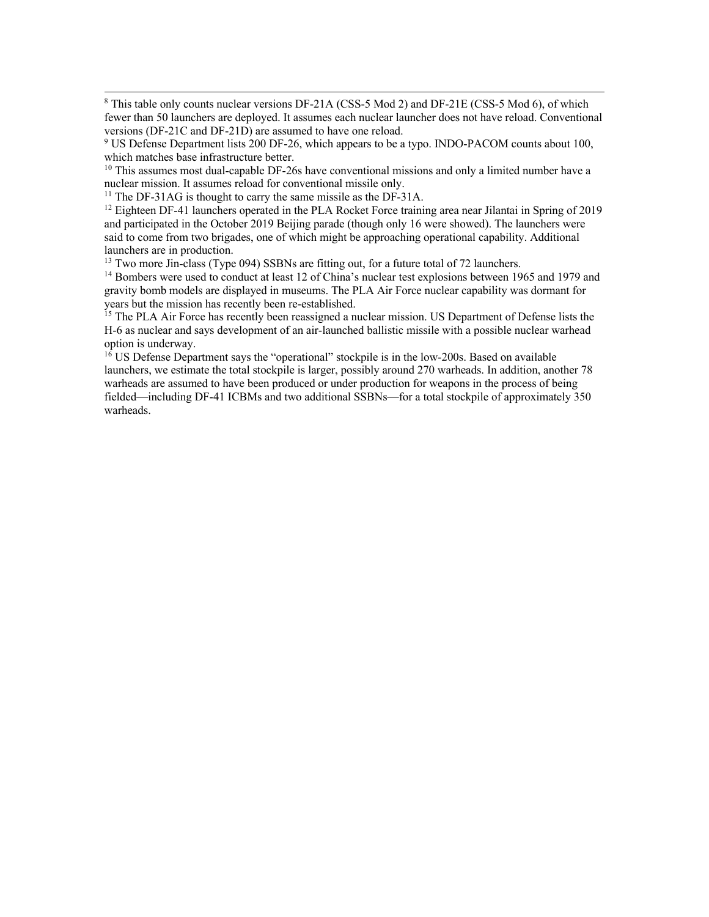[8] This table only counts nuclear versions DF-21A (CSS-5 Mod 2) and DF-21E (CSS-5 Mod 6), of which fewer than 50 launchers are deployed. It assumes each nuclear launcher does not have reload. Conventional versions (DF-21C and DF-21D) are assumed to have one reload.

[9] US Defense Department lists 200 DF-26, which appears to be a typo. INDO-PACOM counts about 100, which matches base infrastructure better.

[10] This assumes most dual-capable DF-26s have conventional missions and only a limited number have a nuclear mission. It assumes reload for conventional missile only.

[11] The DF-31AG is thought to carry the same missile as the DF-31A.

[12] Eighteen DF-41 launchers operated in the PLA Rocket Force training area near Jilantai in Spring of 2019 and participated in the October 2019 Beijing parade (though only 16 were showed). The launchers were said to come from two brigades, one of which might be approaching operational capability. Additional launchers are in production.

[13] Two more Jin-class (Type 094) SSBNs are fitting out, for a future total of 72 launchers.

[14] Bombers were used to conduct at least 12 of China's nuclear test explosions between 1965 and 1979 and gravity bomb models are displayed in museums. The PLA Air Force nuclear capability was dormant for years but the mission has recently been re-established.

[15] The PLA Air Force has recently been reassigned a nuclear mission. US Department of Defense lists the H-6 as nuclear and says development of an air-launched ballistic missile with a possible nuclear warhead option is underway.

[16] US Defense Department says the "operational" stockpile is in the low-200s. Based on available launchers, we estimate the total stockpile is larger, possibly around 270 warheads. In addition, another 78 warheads are assumed to have been produced or under production for weapons in the process of being fielded—including DF-41 ICBMs and two additional SSBNs—for a total stockpile of approximately 350 warheads.